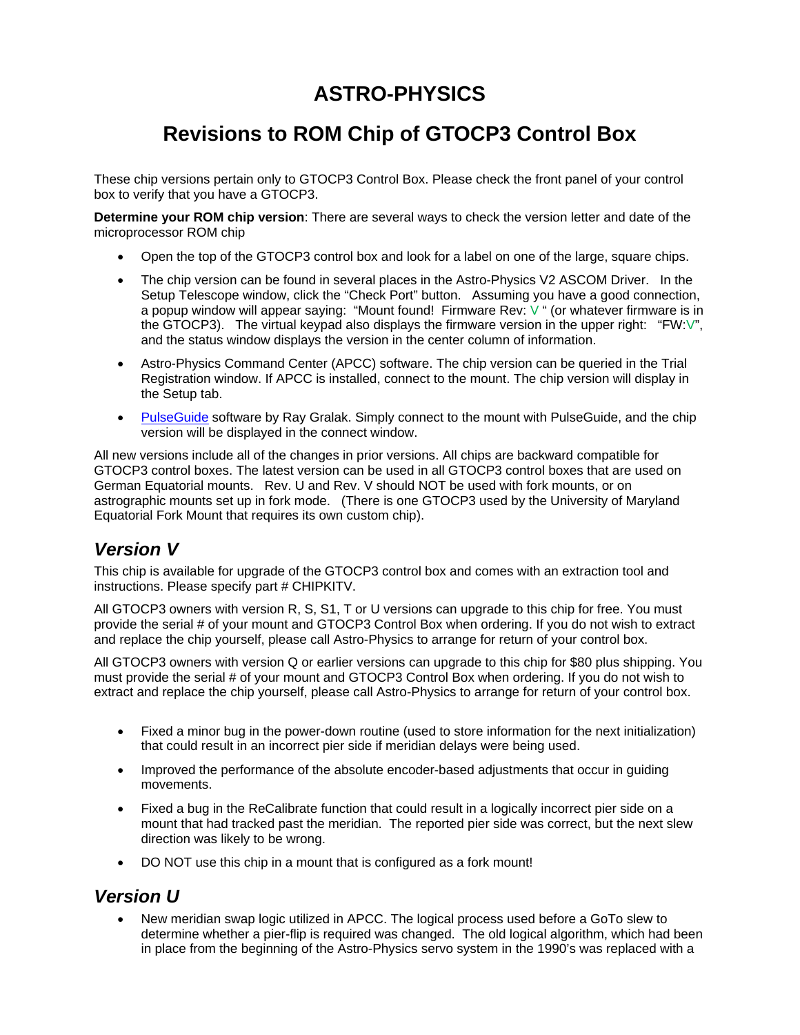# ASTRO-PHYSICS

## Revisions to ROM Chip of GTOCP3 Control Box

These chip versions pertain only to GTOCP3 Control Box. Please check the front panel of your control box to verify that you have a GTOCP3.

**Determine your ROM chip version**: There are several ways to check the version letter and date of the microprocessor ROM chip

- Open the top of the GTOCP3 control box and look for a label on one of the large, square chips.
- The chip version can be found in several places in the Astro-Physics V2 ASCOM Driver. In the Setup Telescope window, click the "Check Port" button. Assuming you have a good connection, a popup window will appear saying: "Mount found! Firmware Rev: V " (or whatever firmware is in the GTOCP3). The virtual keypad also displays the firmware version in the upper right: "FW:V", and the status window displays the version in the center column of information.
- Astro-Physics Command Center (APCC) software. The chip version can be queried in the Trial Registration window. If APCC is installed, connect to the mount. The chip version will display in the Setup tab.
- [PulseGuide](PulseGuide) software by Ray Gralak. Simply connect to the mount with PulseGuide, and the chip version will be displayed in the connect window.

All new versions include all of the changes in prior versions. All chips are backward compatible for GTOCP3 control boxes. The latest version can be used in all GTOCP3 control boxes that are used on German Equatorial mounts. Rev. U and Rev. V should NOT be used with fork mounts, or on astrographic mounts set up in fork mode. (There is one GTOCP3 used by the University of Maryland Equatorial Fork Mount that requires its own custom chip).

## *Version V*

This chip is available for upgrade of the GTOCP3 control box and comes with an extraction tool and instructions. Please specify part # CHIPKITV.

All GTOCP3 owners with version R, S, S1, T or U versions can upgrade to this chip for free. You must provide the serial # of your mount and GTOCP3 Control Box when ordering. If you do not wish to extract and replace the chip yourself, please call Astro-Physics to arrange for return of your control box.

All GTOCP3 owners with version Q or earlier versions can upgrade to this chip for $80 plus shipping. You must provide the serial # of your mount and GTOCP3 Control Box when ordering. If you do not wish to extract and replace the chip yourself, please call Astro-Physics to arrange for return of your control box.

- Fixed a minor bug in the power-down routine (used to store information for the next initialization) that could result in an incorrect pier side if meridian delays were being used.
- Improved the performance of the absolute encoder-based adjustments that occur in guiding movements.
- Fixed a bug in the ReCalibrate function that could result in a logically incorrect pier side on a mount that had tracked past the meridian. The reported pier side was correct, but the next slew direction was likely to be wrong.
- DO NOT use this chip in a mount that is configured as a fork mount!

## *Version U*

- New meridian swap logic utilized in APCC. The logical process used before a GoTo slew to determine whether a pier-flip is required was changed. The old logical algorithm, which had been in place from the beginning of the Astro-Physics servo system in the 1990's was replaced with a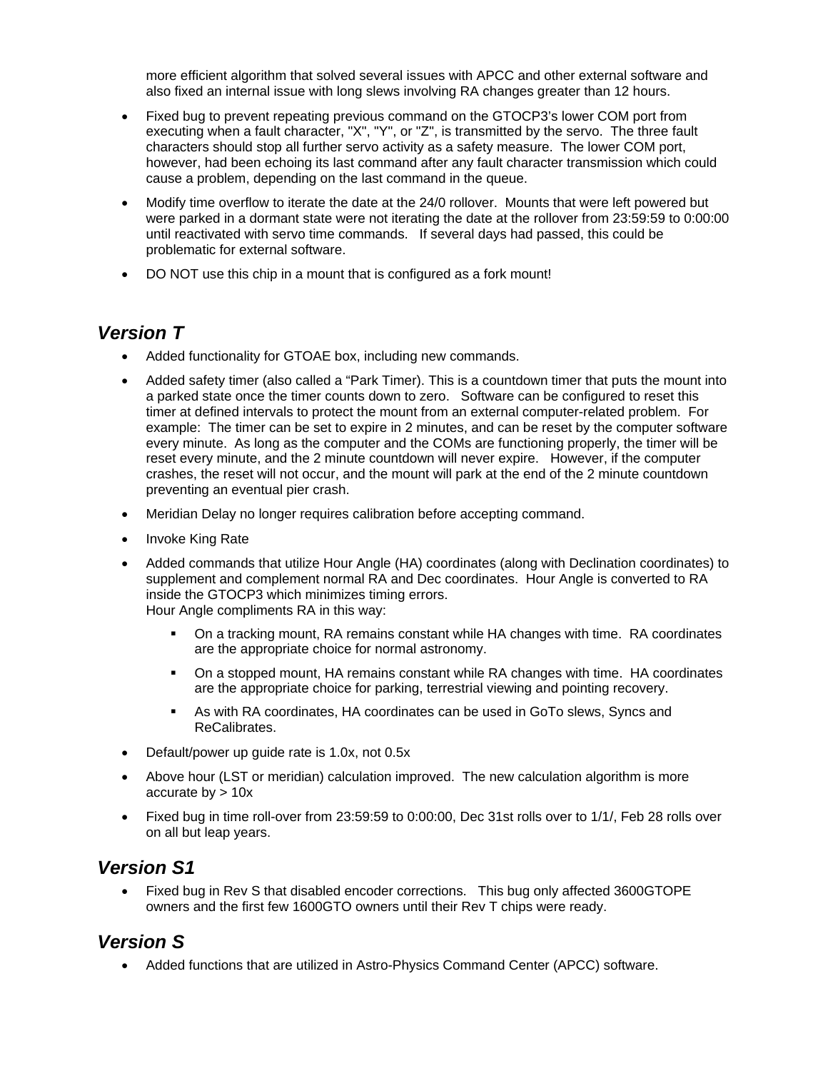more efficient algorithm that solved several issues with APCC and other external software and also fixed an internal issue with long slews involving RA changes greater than 12 hours.

- Fixed bug to prevent repeating previous command on the GTOCP3's lower COM port from executing when a fault character, "X", "Y", or "Z", is transmitted by the servo. The three fault characters should stop all further servo activity as a safety measure. The lower COM port, however, had been echoing its last command after any fault character transmission which could cause a problem, depending on the last command in the queue.
- Modify time overflow to iterate the date at the 24/0 rollover. Mounts that were left powered but were parked in a dormant state were not iterating the date at the rollover from 23:59:59 to 0:00:00 until reactivated with servo time commands. If several days had passed, this could be problematic for external software.
- DO NOT use this chip in a mount that is configured as a fork mount!

## *Version T*

- Added functionality for GTOAE box, including new commands.
- Added safety timer (also called a "Park Timer). This is a countdown timer that puts the mount into a parked state once the timer counts down to zero. Software can be configured to reset this timer at defined intervals to protect the mount from an external computer-related problem. For example: The timer can be set to expire in 2 minutes, and can be reset by the computer software every minute. As long as the computer and the COMs are functioning properly, the timer will be reset every minute, and the 2 minute countdown will never expire. However, if the computer crashes, the reset will not occur, and the mount will park at the end of the 2 minute countdown preventing an eventual pier crash.
- Meridian Delay no longer requires calibration before accepting command.
- Invoke King Rate
- Added commands that utilize Hour Angle (HA) coordinates (along with Declination coordinates) to supplement and complement normal RA and Dec coordinates. Hour Angle is converted to RA inside the GTOCP3 which minimizes timing errors.
  Hour Angle compliments RA in this way:
  - On a tracking mount, RA remains constant while HA changes with time. RA coordinates are the appropriate choice for normal astronomy.
  - On a stopped mount, HA remains constant while RA changes with time. HA coordinates are the appropriate choice for parking, terrestrial viewing and pointing recovery.
  - As with RA coordinates, HA coordinates can be used in GoTo slews, Syncs and ReCalibrates.
- Default/power up guide rate is 1.0x, not 0.5x
- Above hour (LST or meridian) calculation improved. The new calculation algorithm is more accurate by > 10x
- Fixed bug in time roll-over from 23:59:59 to 0:00:00, Dec 31st rolls over to 1/1/, Feb 28 rolls over on all but leap years.

## *Version S1*

- Fixed bug in Rev S that disabled encoder corrections. This bug only affected 3600GTOPE owners and the first few 1600GTO owners until their Rev T chips were ready.

## *Version S*

- Added functions that are utilized in Astro-Physics Command Center (APCC) software.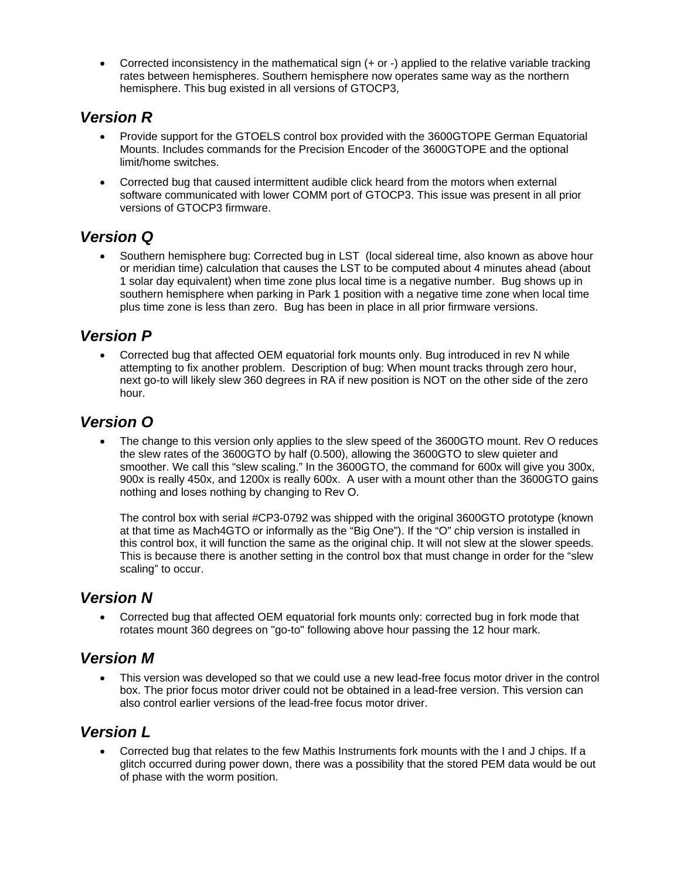- Corrected inconsistency in the mathematical sign (+ or -) applied to the relative variable tracking rates between hemispheres. Southern hemisphere now operates same way as the northern hemisphere. This bug existed in all versions of GTOCP3,

## *Version R*

- Provide support for the GTOELS control box provided with the 3600GTOPE German Equatorial Mounts. Includes commands for the Precision Encoder of the 3600GTOPE and the optional limit/home switches.
- Corrected bug that caused intermittent audible click heard from the motors when external software communicated with lower COMM port of GTOCP3. This issue was present in all prior versions of GTOCP3 firmware.

## *Version Q*

- Southern hemisphere bug: Corrected bug in LST (local sidereal time, also known as above hour or meridian time) calculation that causes the LST to be computed about 4 minutes ahead (about 1 solar day equivalent) when time zone plus local time is a negative number. Bug shows up in southern hemisphere when parking in Park 1 position with a negative time zone when local time plus time zone is less than zero. Bug has been in place in all prior firmware versions.

## *Version P*

- Corrected bug that affected OEM equatorial fork mounts only. Bug introduced in rev N while attempting to fix another problem. Description of bug: When mount tracks through zero hour, next go-to will likely slew 360 degrees in RA if new position is NOT on the other side of the zero hour.

## *Version O*

- The change to this version only applies to the slew speed of the 3600GTO mount. Rev O reduces the slew rates of the 3600GTO by half (0.500), allowing the 3600GTO to slew quieter and smoother. We call this "slew scaling." In the 3600GTO, the command for 600x will give you 300x, 900x is really 450x, and 1200x is really 600x. A user with a mount other than the 3600GTO gains nothing and loses nothing by changing to Rev O.

  The control box with serial #CP3-0792 was shipped with the original 3600GTO prototype (known at that time as Mach4GTO or informally as the "Big One"). If the "O" chip version is installed in this control box, it will function the same as the original chip. It will not slew at the slower speeds. This is because there is another setting in the control box that must change in order for the "slew scaling" to occur.

## *Version N*

- Corrected bug that affected OEM equatorial fork mounts only: corrected bug in fork mode that rotates mount 360 degrees on "go-to" following above hour passing the 12 hour mark.

## *Version M*

- This version was developed so that we could use a new lead-free focus motor driver in the control box. The prior focus motor driver could not be obtained in a lead-free version. This version can also control earlier versions of the lead-free focus motor driver.

## *Version L*

- Corrected bug that relates to the few Mathis Instruments fork mounts with the I and J chips. If a glitch occurred during power down, there was a possibility that the stored PEM data would be out of phase with the worm position.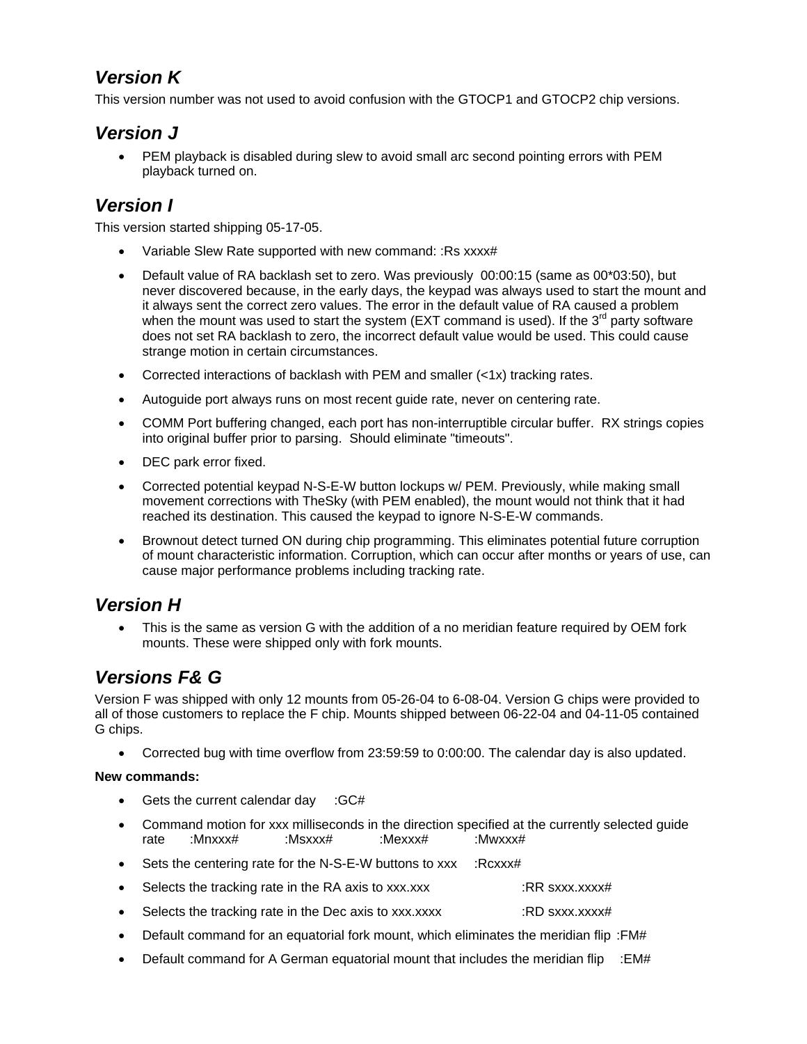## *Version K*

This version number was not used to avoid confusion with the GTOCP1 and GTOCP2 chip versions.

## *Version J*

- PEM playback is disabled during slew to avoid small arc second pointing errors with PEM playback turned on.

## *Version I*

This version started shipping 05-17-05.

- Variable Slew Rate supported with new command: :Rs xxxx#
- Default value of RA backlash set to zero. Was previously 00:00:15 (same as 00*03:50), but never discovered because, in the early days, the keypad was always used to start the mount and it always sent the correct zero values. The error in the default value of RA caused a problem when the mount was used to start the system (EXT command is used). If the 3rd party software does not set RA backlash to zero, the incorrect default value would be used. This could cause strange motion in certain circumstances.
- Corrected interactions of backlash with PEM and smaller (<1x) tracking rates.
- Autoguide port always runs on most recent guide rate, never on centering rate.
- COMM Port buffering changed, each port has non-interruptible circular buffer. RX strings copies into original buffer prior to parsing. Should eliminate "timeouts".
- DEC park error fixed.
- Corrected potential keypad N-S-E-W button lockups w/ PEM. Previously, while making small movement corrections with TheSky (with PEM enabled), the mount would not think that it had reached its destination. This caused the keypad to ignore N-S-E-W commands.
- Brownout detect turned ON during chip programming. This eliminates potential future corruption of mount characteristic information. Corruption, which can occur after months or years of use, can cause major performance problems including tracking rate.

## *Version H*

- This is the same as version G with the addition of a no meridian feature required by OEM fork mounts. These were shipped only with fork mounts.

## *Versions F& G*

Version F was shipped with only 12 mounts from 05-26-04 to 6-08-04. Version G chips were provided to all of those customers to replace the F chip. Mounts shipped between 06-22-04 and 04-11-05 contained G chips.

- Corrected bug with time overflow from 23:59:59 to 0:00:00. The calendar day is also updated.

**New commands:**

- Gets the current calendar day :GC#
- Command motion for xxx milliseconds in the direction specified at the currently selected guide rate :Mnxxx# :Msxxx# :Mexxx# :Mwxxx#
- Sets the centering rate for the N-S-E-W buttons to xxx :Rcxxx#
- Selects the tracking rate in the RA axis to xxx.xxx :RR sxxx.xxxx#
- Selects the tracking rate in the Dec axis to xxx.xxxx :RD sxxx.xxxx#
- Default command for an equatorial fork mount, which eliminates the meridian flip :FM#
- Default command for A German equatorial mount that includes the meridian flip :EM#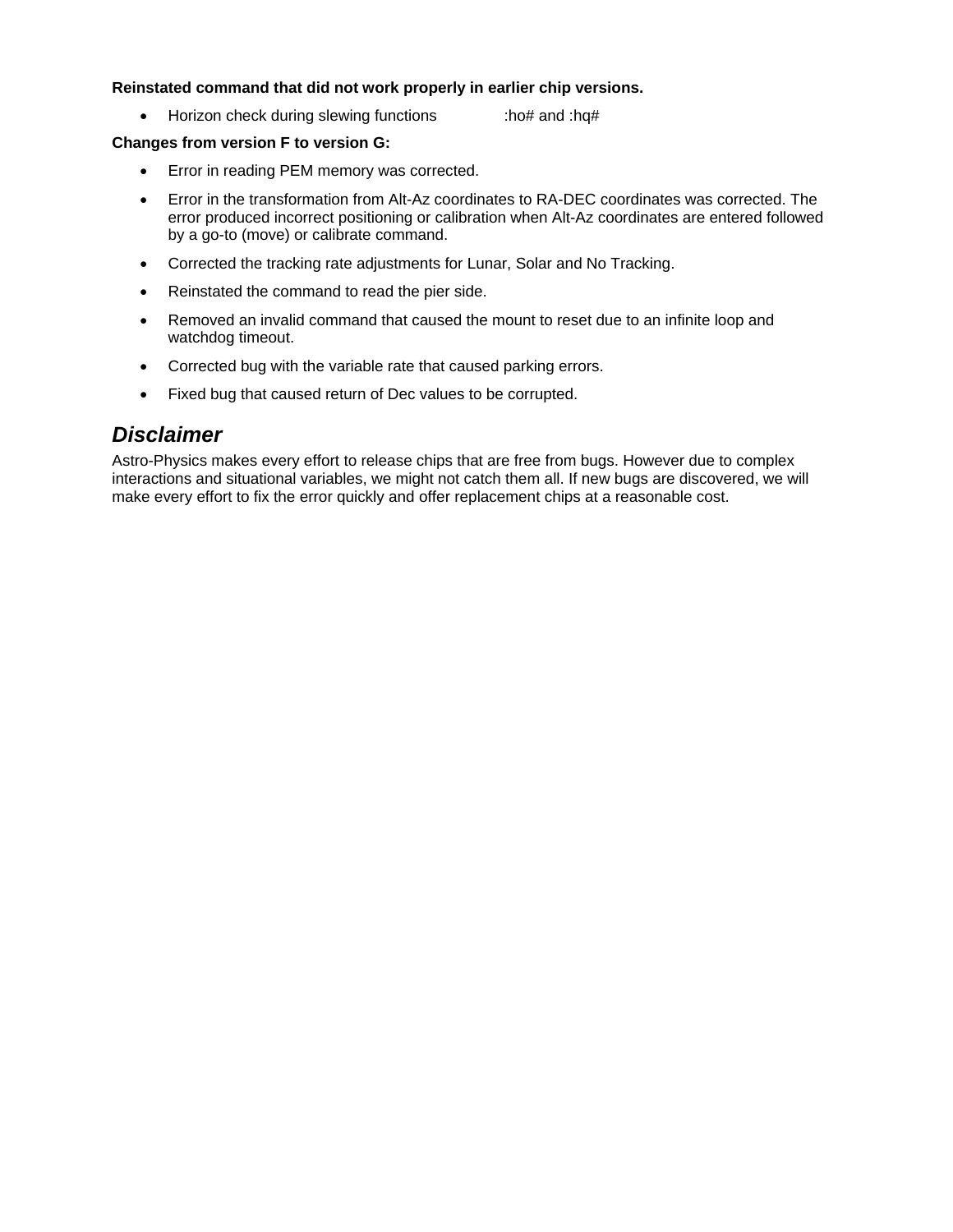**Reinstated command that did not work properly in earlier chip versions.**

- Horizon check during slewing functions :ho# and :hq#

**Changes from version F to version G:**

- Error in reading PEM memory was corrected.
- Error in the transformation from Alt-Az coordinates to RA-DEC coordinates was corrected. The error produced incorrect positioning or calibration when Alt-Az coordinates are entered followed by a go-to (move) or calibrate command.
- Corrected the tracking rate adjustments for Lunar, Solar and No Tracking.
- Reinstated the command to read the pier side.
- Removed an invalid command that caused the mount to reset due to an infinite loop and watchdog timeout.
- Corrected bug with the variable rate that caused parking errors.
- Fixed bug that caused return of Dec values to be corrupted.

## *Disclaimer*

Astro-Physics makes every effort to release chips that are free from bugs. However due to complex interactions and situational variables, we might not catch them all. If new bugs are discovered, we will make every effort to fix the error quickly and offer replacement chips at a reasonable cost.